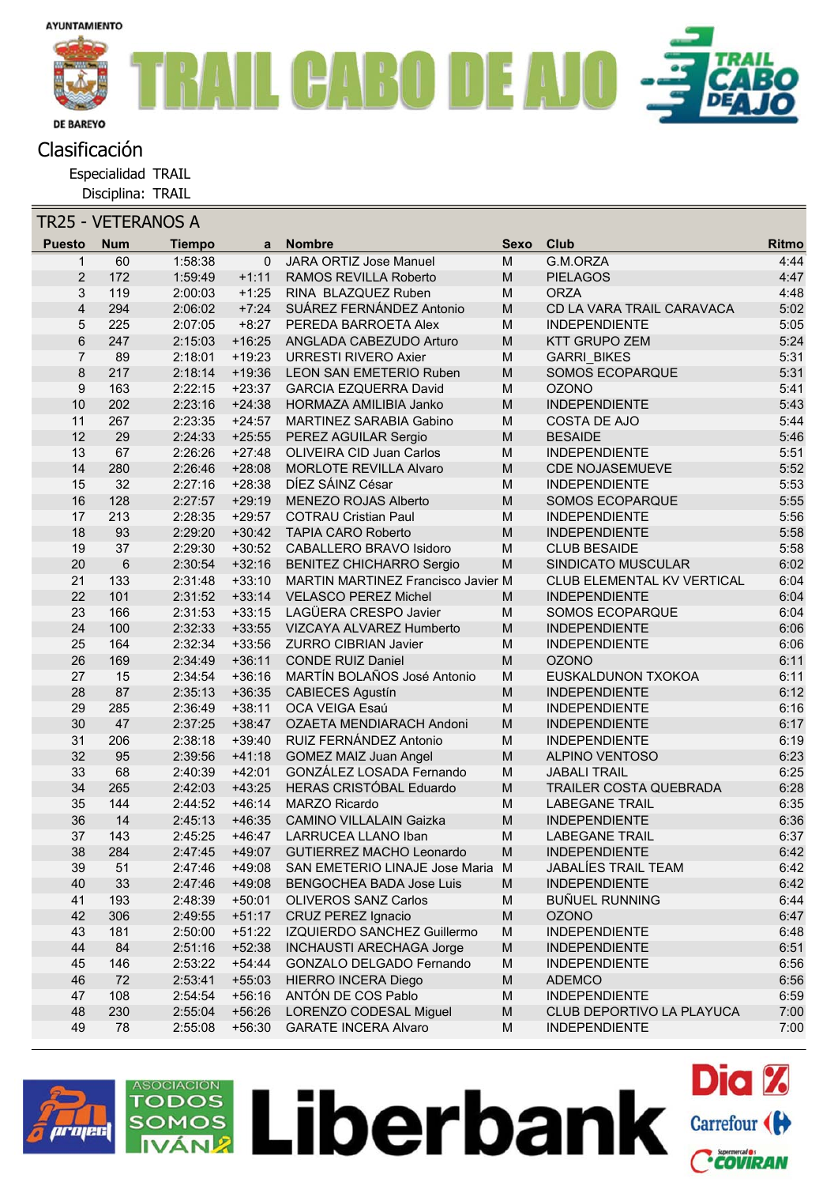AYUNTAMIENTO

DE BAREYO

# TRAIL CABO DE AJO

## Clasificación

Especialidad TRAIL

Disciplina: TRAIL

### TR25 - VETERANOS A

| Puesto | Num | Tiempo | a | Nombre | Sexo | Club | Ritmo |
|---|---|---|---|---|---|---|---|
| 1 | 60 | 1:58:38 | 0 | JARA ORTIZ Jose Manuel | M | G.M.ORZA | 4:44 |
| 2 | 172 | 1:59:49 | +1:11 | RAMOS REVILLA Roberto | M | PIELAGOS | 4:47 |
| 3 | 119 | 2:00:03 | +1:25 | RINA BLAZQUEZ Ruben | M | ORZA | 4:48 |
| 4 | 294 | 2:06:02 | +7:24 | SUÁREZ FERNÁNDEZ Antonio | M | CD LA VARA TRAIL CARAVACA | 5:02 |
| 5 | 225 | 2:07:05 | +8:27 | PEREDA BARROETA Alex | M | INDEPENDIENTE | 5:05 |
| 6 | 247 | 2:15:03 | +16:25 | ANGLADA CABEZUDO Arturo | M | KTT GRUPO ZEM | 5:24 |
| 7 | 89 | 2:18:01 | +19:23 | URRESTI RIVERO Axier | M | GARRI_BIKES | 5:31 |
| 8 | 217 | 2:18:14 | +19:36 | LEON SAN EMETERIO Ruben | M | SOMOS ECOPARQUE | 5:31 |
| 9 | 163 | 2:22:15 | +23:37 | GARCIA EZQUERRA David | M | OZONO | 5:41 |
| 10 | 202 | 2:23:16 | +24:38 | HORMAZA AMILIBIA Janko | M | INDEPENDIENTE | 5:43 |
| 11 | 267 | 2:23:35 | +24:57 | MARTINEZ SARABIA Gabino | M | COSTA DE AJO | 5:44 |
| 12 | 29 | 2:24:33 | +25:55 | PEREZ AGUILAR Sergio | M | BESAIDE | 5:46 |
| 13 | 67 | 2:26:26 | +27:48 | OLIVEIRA CID Juan Carlos | M | INDEPENDIENTE | 5:51 |
| 14 | 280 | 2:26:46 | +28:08 | MORLOTE REVILLA Alvaro | M | CDE NOJASEMUEVE | 5:52 |
| 15 | 32 | 2:27:16 | +28:38 | DÍEZ SÁINZ César | M | INDEPENDIENTE | 5:53 |
| 16 | 128 | 2:27:57 | +29:19 | MENEZO ROJAS Alberto | M | SOMOS ECOPARQUE | 5:55 |
| 17 | 213 | 2:28:35 | +29:57 | COTRAU Cristian Paul | M | INDEPENDIENTE | 5:56 |
| 18 | 93 | 2:29:20 | +30:42 | TAPIA CARO Roberto | M | INDEPENDIENTE | 5:58 |
| 19 | 37 | 2:29:30 | +30:52 | CABALLERO BRAVO Isidoro | M | CLUB BESAIDE | 5:58 |
| 20 | 6 | 2:30:54 | +32:16 | BENITEZ CHICHARRO Sergio | M | SINDICATO MUSCULAR | 6:02 |
| 21 | 133 | 2:31:48 | +33:10 | MARTIN MARTINEZ Francisco Javier | M | CLUB ELEMENTAL KV VERTICAL | 6:04 |
| 22 | 101 | 2:31:52 | +33:14 | VELASCO PEREZ Michel | M | INDEPENDIENTE | 6:04 |
| 23 | 166 | 2:31:53 | +33:15 | LAGÜERA CRESPO Javier | M | SOMOS ECOPARQUE | 6:04 |
| 24 | 100 | 2:32:33 | +33:55 | VIZCAYA ALVAREZ Humberto | M | INDEPENDIENTE | 6:06 |
| 25 | 164 | 2:32:34 | +33:56 | ZURRO CIBRIAN Javier | M | INDEPENDIENTE | 6:06 |
| 26 | 169 | 2:34:49 | +36:11 | CONDE RUIZ Daniel | M | OZONO | 6:11 |
| 27 | 15 | 2:34:54 | +36:16 | MARTÍN BOLAÑOS José Antonio | M | EUSKALDUNON TXOKOA | 6:11 |
| 28 | 87 | 2:35:13 | +36:35 | CABIECES Agustín | M | INDEPENDIENTE | 6:12 |
| 29 | 285 | 2:36:49 | +38:11 | OCA VEIGA Esaú | M | INDEPENDIENTE | 6:16 |
| 30 | 47 | 2:37:25 | +38:47 | OZAETA MENDIARACH Andoni | M | INDEPENDIENTE | 6:17 |
| 31 | 206 | 2:38:18 | +39:40 | RUIZ FERNÁNDEZ Antonio | M | INDEPENDIENTE | 6:19 |
| 32 | 95 | 2:39:56 | +41:18 | GOMEZ MAIZ Juan Angel | M | ALPINO VENTOSO | 6:23 |
| 33 | 68 | 2:40:39 | +42:01 | GONZÁLEZ LOSADA Fernando | M | JABALI TRAIL | 6:25 |
| 34 | 265 | 2:42:03 | +43:25 | HERAS CRISTÓBAL Eduardo | M | TRAILER COSTA QUEBRADA | 6:28 |
| 35 | 144 | 2:44:52 | +46:14 | MARZO Ricardo | M | LABEGANE TRAIL | 6:35 |
| 36 | 14 | 2:45:13 | +46:35 | CAMINO VILLALAIN Gaizka | M | INDEPENDIENTE | 6:36 |
| 37 | 143 | 2:45:25 | +46:47 | LARRUCEA LLANO Iban | M | LABEGANE TRAIL | 6:37 |
| 38 | 284 | 2:47:45 | +49:07 | GUTIERREZ MACHO Leonardo | M | INDEPENDIENTE | 6:42 |
| 39 | 51 | 2:47:46 | +49:08 | SAN EMETERIO LINAJE Jose Maria | M | JABALÍES TRAIL TEAM | 6:42 |
| 40 | 33 | 2:47:46 | +49:08 | BENGOCHEA BADA Jose Luis | M | INDEPENDIENTE | 6:42 |
| 41 | 193 | 2:48:39 | +50:01 | OLIVEROS SANZ Carlos | M | BUÑUEL RUNNING | 6:44 |
| 42 | 306 | 2:49:55 | +51:17 | CRUZ PEREZ Ignacio | M | OZONO | 6:47 |
| 43 | 181 | 2:50:00 | +51:22 | IZQUIERDO SANCHEZ Guillermo | M | INDEPENDIENTE | 6:48 |
| 44 | 84 | 2:51:16 | +52:38 | INCHAUSTI ARECHAGA Jorge | M | INDEPENDIENTE | 6:51 |
| 45 | 146 | 2:53:22 | +54:44 | GONZALO DELGADO Fernando | M | INDEPENDIENTE | 6:56 |
| 46 | 72 | 2:53:41 | +55:03 | HIERRO INCERA Diego | M | ADEMCO | 6:56 |
| 47 | 108 | 2:54:54 | +56:16 | ANTÓN DE COS Pablo | M | INDEPENDIENTE | 6:59 |
| 48 | 230 | 2:55:04 | +56:26 | LORENZO CODESAL Miguel | M | CLUB DEPORTIVO LA PLAYUCA | 7:00 |
| 49 | 78 | 2:55:08 | +56:30 | GARATE INCERA Alvaro | M | INDEPENDIENTE | 7:00 |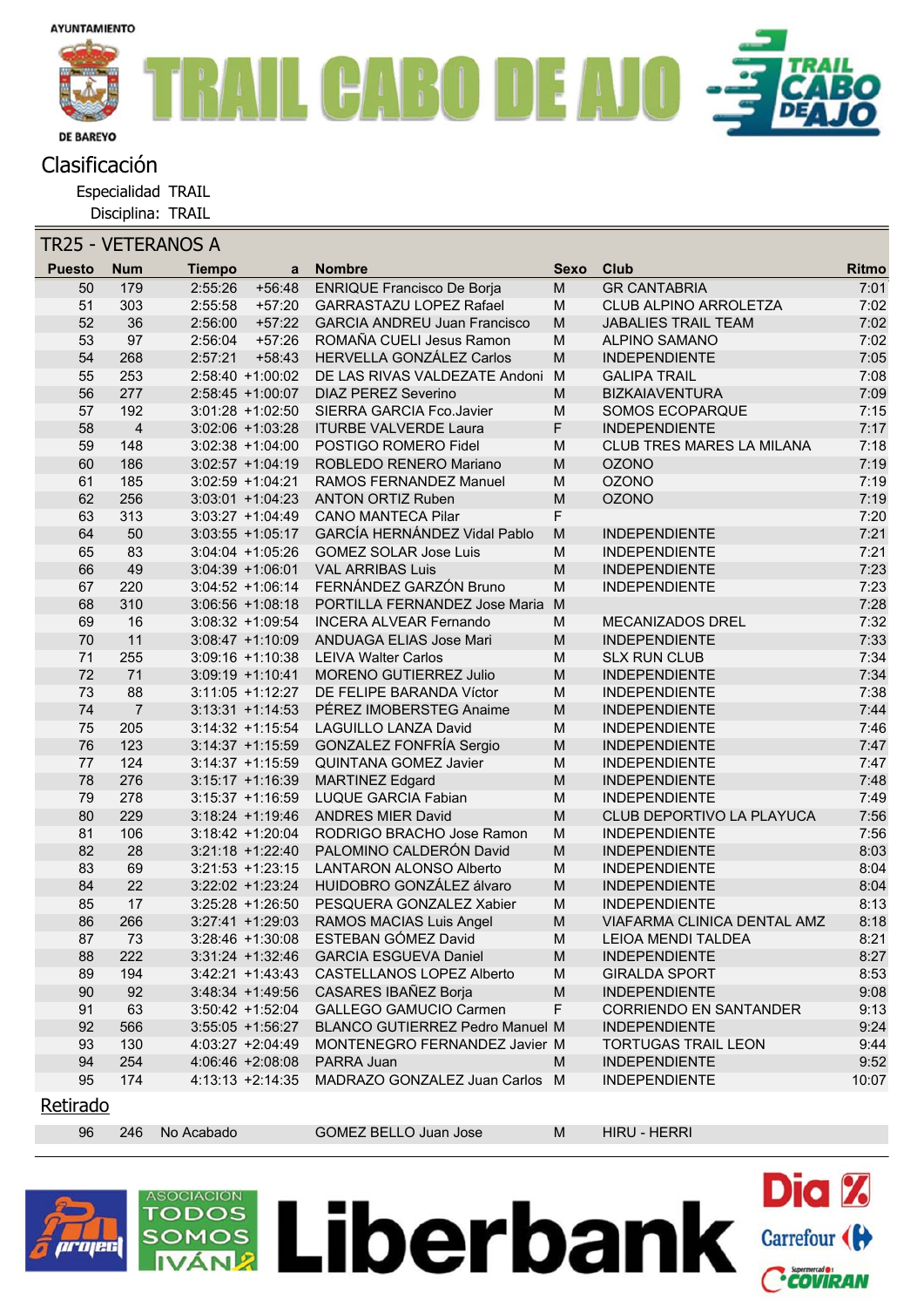AYUNTAMIENTO DE BAREYO

# TRAIL CABO DE AJO

## Clasificación

Especialidad TRAIL

Disciplina: TRAIL

### TR25 - VETERANOS A

| Puesto | Num | Tiempo | a | Nombre | Sexo | Club | Ritmo |
|---|---|---|---|---|---|---|---|
| 50 | 179 | 2:55:26 | +56:48 | ENRIQUE Francisco De Borja | M | GR CANTABRIA | 7:01 |
| 51 | 303 | 2:55:58 | +57:20 | GARRASTAZU LOPEZ Rafael | M | CLUB ALPINO ARROLETZA | 7:02 |
| 52 | 36 | 2:56:00 | +57:22 | GARCIA ANDREU Juan Francisco | M | JABALIES TRAIL TEAM | 7:02 |
| 53 | 97 | 2:56:04 | +57:26 | ROMAÑA CUELI Jesus Ramon | M | ALPINO SAMANO | 7:02 |
| 54 | 268 | 2:57:21 | +58:43 | HERVELLA GONZÁLEZ Carlos | M | INDEPENDIENTE | 7:05 |
| 55 | 253 | 2:58:40 | +1:00:02 | DE LAS RIVAS VALDEZATE Andoni | M | GALIPA TRAIL | 7:08 |
| 56 | 277 | 2:58:45 | +1:00:07 | DIAZ PEREZ Severino | M | BIZKAIAVENTURA | 7:09 |
| 57 | 192 | 3:01:28 | +1:02:50 | SIERRA GARCIA Fco.Javier | M | SOMOS ECOPARQUE | 7:15 |
| 58 | 4 | 3:02:06 | +1:03:28 | ITURBE VALVERDE Laura | F | INDEPENDIENTE | 7:17 |
| 59 | 148 | 3:02:38 | +1:04:00 | POSTIGO ROMERO Fidel | M | CLUB TRES MARES LA MILANA | 7:18 |
| 60 | 186 | 3:02:57 | +1:04:19 | ROBLEDO RENERO Mariano | M | OZONO | 7:19 |
| 61 | 185 | 3:02:59 | +1:04:21 | RAMOS FERNANDEZ Manuel | M | OZONO | 7:19 |
| 62 | 256 | 3:03:01 | +1:04:23 | ANTON ORTIZ Ruben | M | OZONO | 7:19 |
| 63 | 313 | 3:03:27 | +1:04:49 | CANO MANTECA Pilar | F |  | 7:20 |
| 64 | 50 | 3:03:55 | +1:05:17 | GARCÍA HERNÁNDEZ Vidal Pablo | M | INDEPENDIENTE | 7:21 |
| 65 | 83 | 3:04:04 | +1:05:26 | GOMEZ SOLAR Jose Luis | M | INDEPENDIENTE | 7:21 |
| 66 | 49 | 3:04:39 | +1:06:01 | VAL ARRIBAS Luis | M | INDEPENDIENTE | 7:23 |
| 67 | 220 | 3:04:52 | +1:06:14 | FERNÁNDEZ GARZÓN Bruno | M | INDEPENDIENTE | 7:23 |
| 68 | 310 | 3:06:56 | +1:08:18 | PORTILLA FERNANDEZ Jose Maria | M |  | 7:28 |
| 69 | 16 | 3:08:32 | +1:09:54 | INCERA ALVEAR Fernando | M | MECANIZADOS DREL | 7:32 |
| 70 | 11 | 3:08:47 | +1:10:09 | ANDUAGA ELIAS Jose Mari | M | INDEPENDIENTE | 7:33 |
| 71 | 255 | 3:09:16 | +1:10:38 | LEIVA Walter Carlos | M | SLX RUN CLUB | 7:34 |
| 72 | 71 | 3:09:19 | +1:10:41 | MORENO GUTIERREZ Julio | M | INDEPENDIENTE | 7:34 |
| 73 | 88 | 3:11:05 | +1:12:27 | DE FELIPE BARANDA Víctor | M | INDEPENDIENTE | 7:38 |
| 74 | 7 | 3:13:31 | +1:14:53 | PÉREZ IMOBERSTEG Anaime | M | INDEPENDIENTE | 7:44 |
| 75 | 205 | 3:14:32 | +1:15:54 | LAGUILLO LANZA David | M | INDEPENDIENTE | 7:46 |
| 76 | 123 | 3:14:37 | +1:15:59 | GONZALEZ FONFRÍA Sergio | M | INDEPENDIENTE | 7:47 |
| 77 | 124 | 3:14:37 | +1:15:59 | QUINTANA GOMEZ Javier | M | INDEPENDIENTE | 7:47 |
| 78 | 276 | 3:15:17 | +1:16:39 | MARTINEZ Edgard | M | INDEPENDIENTE | 7:48 |
| 79 | 278 | 3:15:37 | +1:16:59 | LUQUE GARCIA Fabian | M | INDEPENDIENTE | 7:49 |
| 80 | 229 | 3:18:24 | +1:19:46 | ANDRES MIER David | M | CLUB DEPORTIVO LA PLAYUCA | 7:56 |
| 81 | 106 | 3:18:42 | +1:20:04 | RODRIGO BRACHO Jose Ramon | M | INDEPENDIENTE | 7:56 |
| 82 | 28 | 3:21:18 | +1:22:40 | PALOMINO CALDERÓN David | M | INDEPENDIENTE | 8:03 |
| 83 | 69 | 3:21:53 | +1:23:15 | LANTARON ALONSO Alberto | M | INDEPENDIENTE | 8:04 |
| 84 | 22 | 3:22:02 | +1:23:24 | HUIDOBRO GONZÁLEZ álvaro | M | INDEPENDIENTE | 8:04 |
| 85 | 17 | 3:25:28 | +1:26:50 | PESQUERA GONZALEZ Xabier | M | INDEPENDIENTE | 8:13 |
| 86 | 266 | 3:27:41 | +1:29:03 | RAMOS MACIAS Luis Angel | M | VIAFARMA CLINICA DENTAL AMZ | 8:18 |
| 87 | 73 | 3:28:46 | +1:30:08 | ESTEBAN GÓMEZ David | M | LEIOA MENDI TALDEA | 8:21 |
| 88 | 222 | 3:31:24 | +1:32:46 | GARCIA ESGUEVA Daniel | M | INDEPENDIENTE | 8:27 |
| 89 | 194 | 3:42:21 | +1:43:43 | CASTELLANOS LOPEZ Alberto | M | GIRALDA SPORT | 8:53 |
| 90 | 92 | 3:48:34 | +1:49:56 | CASARES IBAÑEZ Borja | M | INDEPENDIENTE | 9:08 |
| 91 | 63 | 3:50:42 | +1:52:04 | GALLEGO GAMUCIO Carmen | F | CORRIENDO EN SANTANDER | 9:13 |
| 92 | 566 | 3:55:05 | +1:56:27 | BLANCO GUTIERREZ Pedro Manuel | M | INDEPENDIENTE | 9:24 |
| 93 | 130 | 4:03:27 | +2:04:49 | MONTENEGRO FERNANDEZ Javier | M | TORTUGAS TRAIL LEON | 9:44 |
| 94 | 254 | 4:06:46 | +2:08:08 | PARRA Juan | M | INDEPENDIENTE | 9:52 |
| 95 | 174 | 4:13:13 | +2:14:35 | MADRAZO GONZALEZ Juan Carlos | M | INDEPENDIENTE | 10:07 |

**Retirado**

| | | | | | | | |
|---|---|---|---|---|---|---|---|
| 96 | 246 | No Acabado | | GOMEZ BELLO Juan Jose | M | HIRU - HERRI | |

Asociación TODOS SOMOS IVÁN · Liberbank · Dia · Carrefour · Coviran